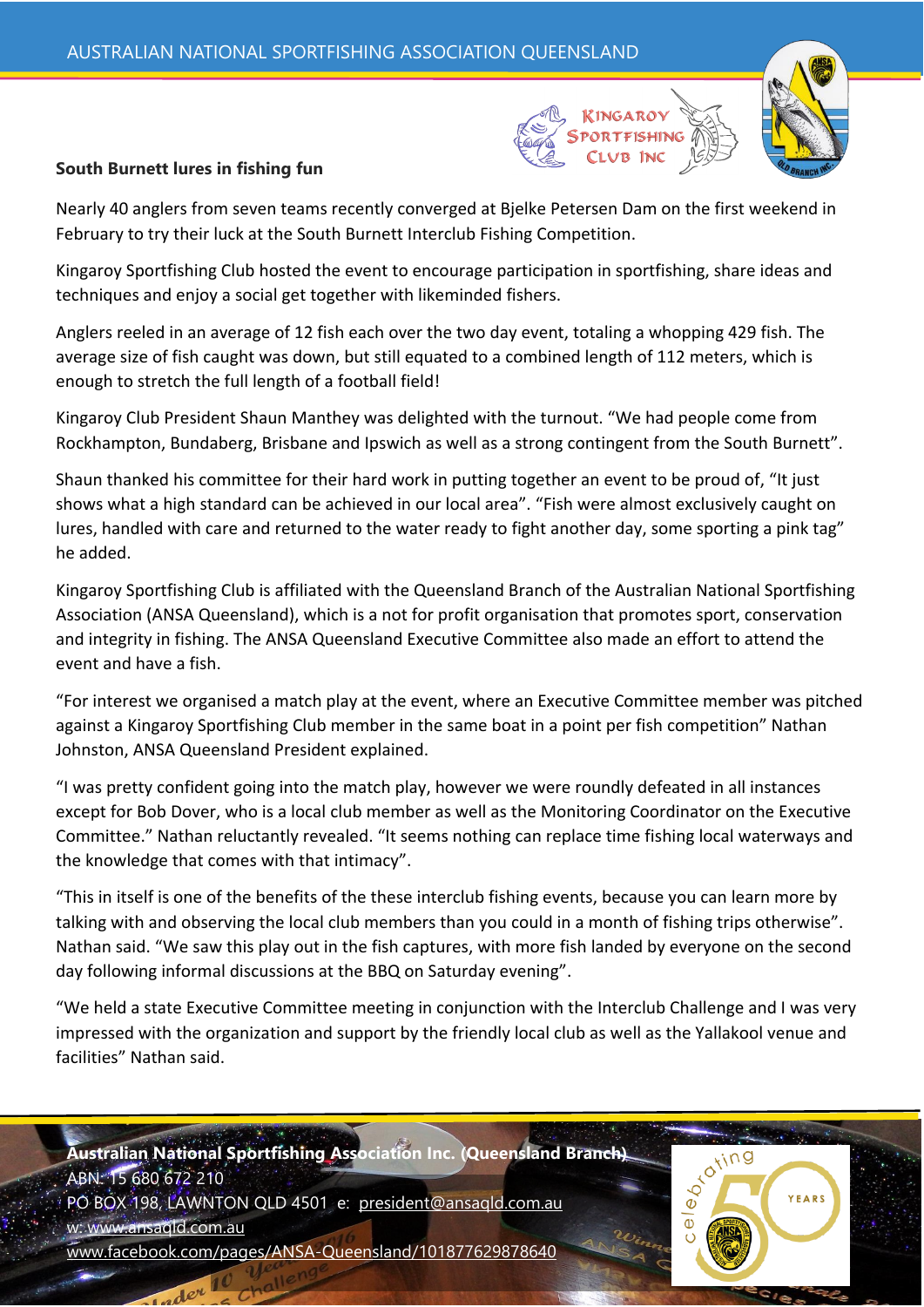AUSTRALIAN NATIONAL SPORTFISHING ASSOCIATION QUEENSLAND

KINGAROY SPORTFISHING CLUB INC

## South Burnett lures in fishing fun

Nearly 40 anglers from seven teams recently converged at Bjelke Petersen Dam on the first weekend in February to try their luck at the South Burnett Interclub Fishing Competition.

Kingaroy Sportfishing Club hosted the event to encourage participation in sportfishing, share ideas and techniques and enjoy a social get together with likeminded fishers.

Anglers reeled in an average of 12 fish each over the two day event, totaling a whopping 429 fish. The average size of fish caught was down, but still equated to a combined length of 112 meters, which is enough to stretch the full length of a football field!

Kingaroy Club President Shaun Manthey was delighted with the turnout. "We had people come from Rockhampton, Bundaberg, Brisbane and Ipswich as well as a strong contingent from the South Burnett".

Shaun thanked his committee for their hard work in putting together an event to be proud of, "It just shows what a high standard can be achieved in our local area". "Fish were almost exclusively caught on lures, handled with care and returned to the water ready to fight another day, some sporting a pink tag" he added.

Kingaroy Sportfishing Club is affiliated with the Queensland Branch of the Australian National Sportfishing Association (ANSA Queensland), which is a not for profit organisation that promotes sport, conservation and integrity in fishing. The ANSA Queensland Executive Committee also made an effort to attend the event and have a fish.

"For interest we organised a match play at the event, where an Executive Committee member was pitched against a Kingaroy Sportfishing Club member in the same boat in a point per fish competition" Nathan Johnston, ANSA Queensland President explained.

"I was pretty confident going into the match play, however we were roundly defeated in all instances except for Bob Dover, who is a local club member as well as the Monitoring Coordinator on the Executive Committee." Nathan reluctantly revealed. "It seems nothing can replace time fishing local waterways and the knowledge that comes with that intimacy".

"This in itself is one of the benefits of the these interclub fishing events, because you can learn more by talking with and observing the local club members than you could in a month of fishing trips otherwise". Nathan said. "We saw this play out in the fish captures, with more fish landed by everyone on the second day following informal discussions at the BBQ on Saturday evening".

"We held a state Executive Committee meeting in conjunction with the Interclub Challenge and I was very impressed with the organization and support by the friendly local club as well as the Yallakool venue and facilities" Nathan said.

**Australian National Sportfishing Association Inc. (Queensland Branch)**
ABN: 15 680 672 210
PO BOX 198, LAWNTON QLD 4501 e: president@ansaqld.com.au
w: www.ansaqld.com.au
www.facebook.com/pages/ANSA-Queensland/101877629878640

celebrating 50 YEARS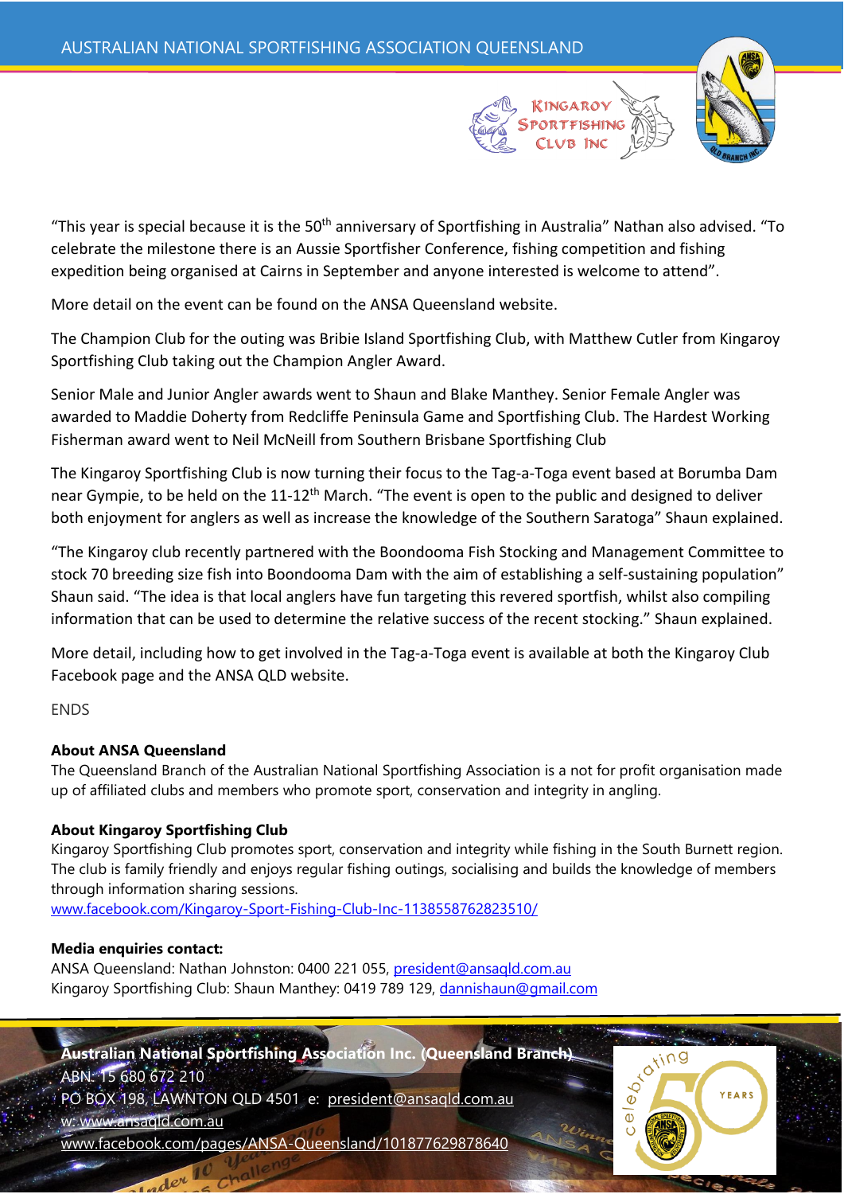"This year is special because it is the 50th anniversary of Sportfishing in Australia" Nathan also advised. "To celebrate the milestone there is an Aussie Sportfisher Conference, fishing competition and fishing expedition being organised at Cairns in September and anyone interested is welcome to attend".

More detail on the event can be found on the ANSA Queensland website.

The Champion Club for the outing was Bribie Island Sportfishing Club, with Matthew Cutler from Kingaroy Sportfishing Club taking out the Champion Angler Award.

Senior Male and Junior Angler awards went to Shaun and Blake Manthey. Senior Female Angler was awarded to Maddie Doherty from Redcliffe Peninsula Game and Sportfishing Club. The Hardest Working Fisherman award went to Neil McNeill from Southern Brisbane Sportfishing Club

The Kingaroy Sportfishing Club is now turning their focus to the Tag-a-Toga event based at Borumba Dam near Gympie, to be held on the 11-12th March. "The event is open to the public and designed to deliver both enjoyment for anglers as well as increase the knowledge of the Southern Saratoga" Shaun explained.

"The Kingaroy club recently partnered with the Boondooma Fish Stocking and Management Committee to stock 70 breeding size fish into Boondooma Dam with the aim of establishing a self-sustaining population" Shaun said. "The idea is that local anglers have fun targeting this revered sportfish, whilst also compiling information that can be used to determine the relative success of the recent stocking." Shaun explained.

More detail, including how to get involved in the Tag-a-Toga event is available at both the Kingaroy Club Facebook page and the ANSA QLD website.

ENDS

**About ANSA Queensland**
The Queensland Branch of the Australian National Sportfishing Association is a not for profit organisation made up of affiliated clubs and members who promote sport, conservation and integrity in angling.

**About Kingaroy Sportfishing Club**
Kingaroy Sportfishing Club promotes sport, conservation and integrity while fishing in the South Burnett region. The club is family friendly and enjoys regular fishing outings, socialising and builds the knowledge of members through information sharing sessions.
www.facebook.com/Kingaroy-Sport-Fishing-Club-Inc-1138558762823510/

**Media enquiries contact:**
ANSA Queensland: Nathan Johnston: 0400 221 055, president@ansaqld.com.au
Kingaroy Sportfishing Club: Shaun Manthey: 0419 789 129, dannishaun@gmail.com

**Australian National Sportfishing Association Inc. (Queensland Branch)**
ABN: 15 680 672 210
PO BOX 198, LAWNTON QLD 4501 e: president@ansaqld.com.au
w: www.ansaqld.com.au
www.facebook.com/pages/ANSA-Queensland/101877629878640